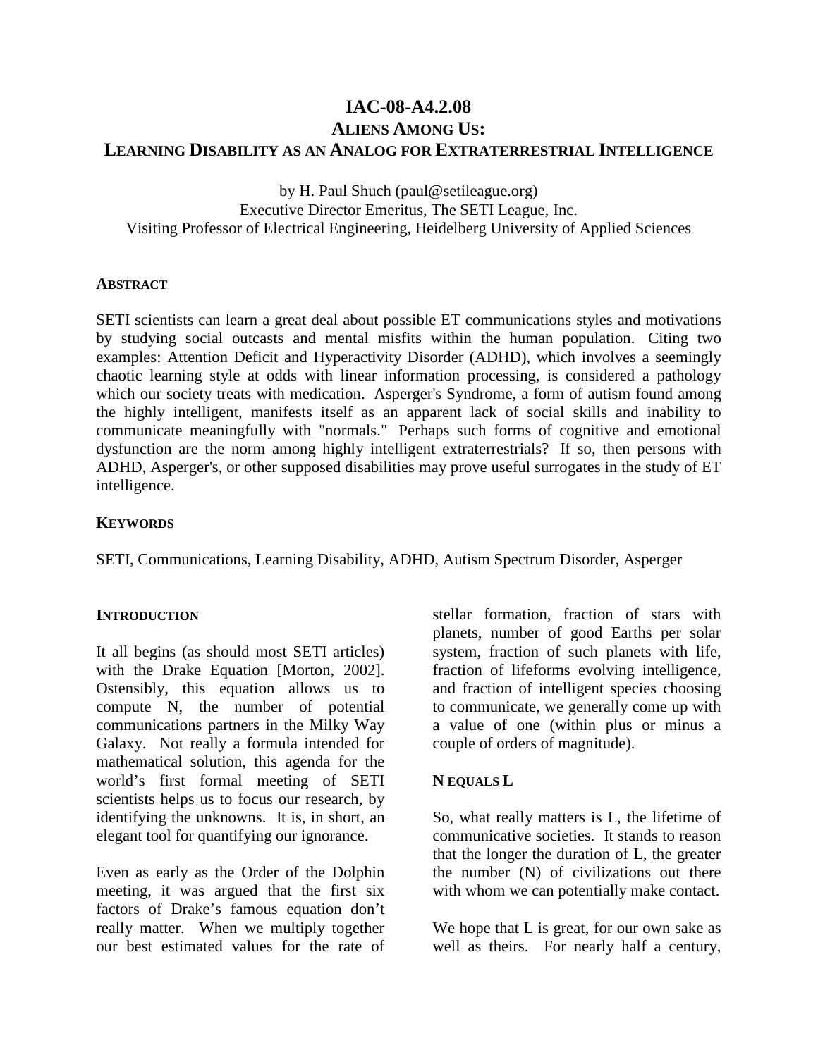# IAC-08-A4.2.08

## ALIENS AMONG US: LEARNING DISABILITY AS AN ANALOG FOR EXTRATERRESTRIAL INTELLIGENCE

by H. Paul Shuch (paul@setileague.org)
Executive Director Emeritus, The SETI League, Inc.
Visiting Professor of Electrical Engineering, Heidelberg University of Applied Sciences

### ABSTRACT

SETI scientists can learn a great deal about possible ET communications styles and motivations by studying social outcasts and mental misfits within the human population. Citing two examples: Attention Deficit and Hyperactivity Disorder (ADHD), which involves a seemingly chaotic learning style at odds with linear information processing, is considered a pathology which our society treats with medication. Asperger's Syndrome, a form of autism found among the highly intelligent, manifests itself as an apparent lack of social skills and inability to communicate meaningfully with "normals." Perhaps such forms of cognitive and emotional dysfunction are the norm among highly intelligent extraterrestrials? If so, then persons with ADHD, Asperger's, or other supposed disabilities may prove useful surrogates in the study of ET intelligence.

### KEYWORDS

SETI, Communications, Learning Disability, ADHD, Autism Spectrum Disorder, Asperger

### INTRODUCTION

It all begins (as should most SETI articles) with the Drake Equation [Morton, 2002]. Ostensibly, this equation allows us to compute N, the number of potential communications partners in the Milky Way Galaxy. Not really a formula intended for mathematical solution, this agenda for the world's first formal meeting of SETI scientists helps us to focus our research, by identifying the unknowns. It is, in short, an elegant tool for quantifying our ignorance.

Even as early as the Order of the Dolphin meeting, it was argued that the first six factors of Drake's famous equation don't really matter. When we multiply together our best estimated values for the rate of stellar formation, fraction of stars with planets, number of good Earths per solar system, fraction of such planets with life, fraction of lifeforms evolving intelligence, and fraction of intelligent species choosing to communicate, we generally come up with a value of one (within plus or minus a couple of orders of magnitude).

### N EQUALS L

So, what really matters is L, the lifetime of communicative societies. It stands to reason that the longer the duration of L, the greater the number (N) of civilizations out there with whom we can potentially make contact.

We hope that L is great, for our own sake as well as theirs. For nearly half a century,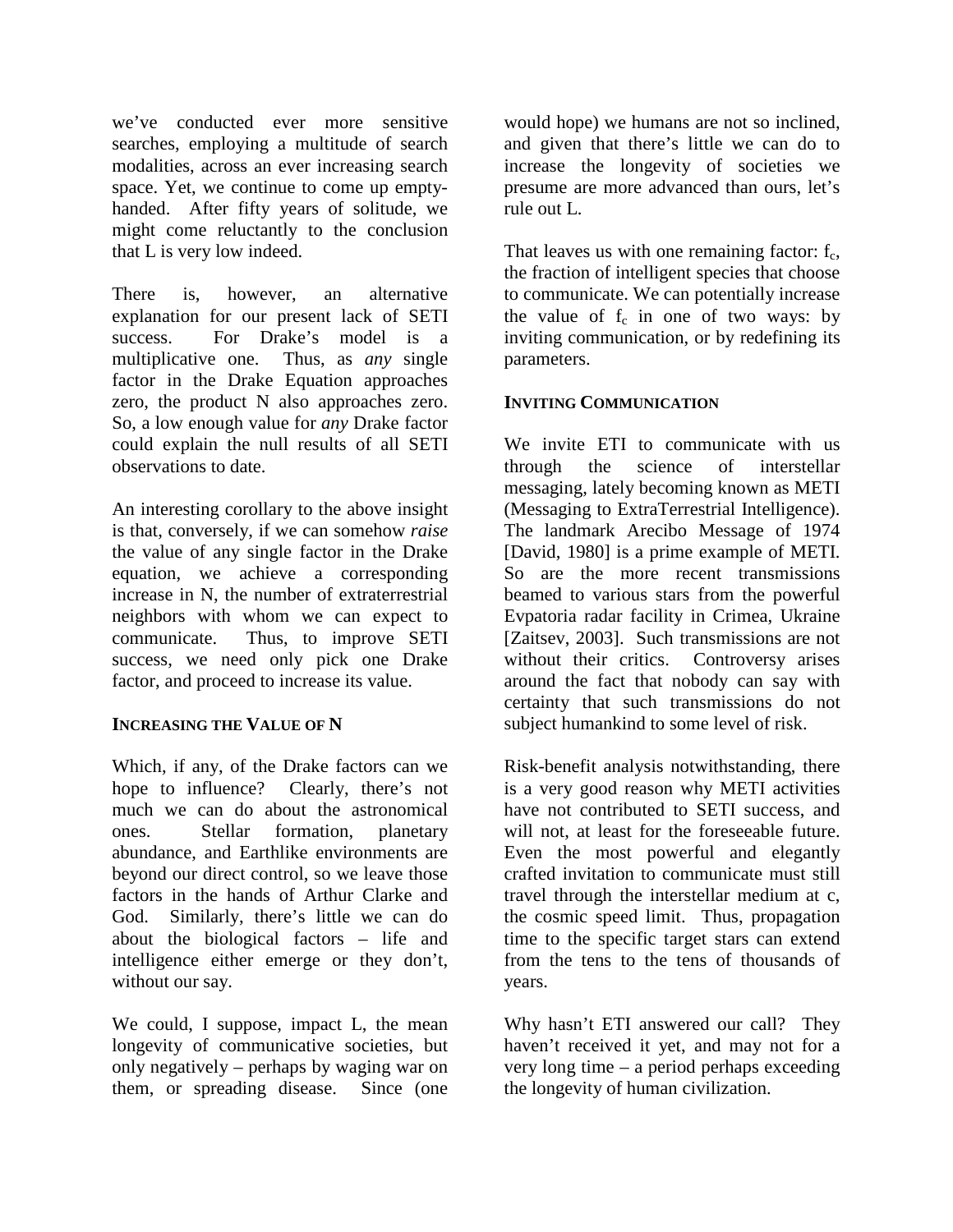we've conducted ever more sensitive searches, employing a multitude of search modalities, across an ever increasing search space. Yet, we continue to come up empty-handed. After fifty years of solitude, we might come reluctantly to the conclusion that L is very low indeed.

There is, however, an alternative explanation for our present lack of SETI success. For Drake's model is a multiplicative one. Thus, as *any* single factor in the Drake Equation approaches zero, the product N also approaches zero. So, a low enough value for *any* Drake factor could explain the null results of all SETI observations to date.

An interesting corollary to the above insight is that, conversely, if we can somehow *raise* the value of any single factor in the Drake equation, we achieve a corresponding increase in N, the number of extraterrestrial neighbors with whom we can expect to communicate. Thus, to improve SETI success, we need only pick one Drake factor, and proceed to increase its value.

## INCREASING THE VALUE OF N

Which, if any, of the Drake factors can we hope to influence? Clearly, there's not much we can do about the astronomical ones. Stellar formation, planetary abundance, and Earthlike environments are beyond our direct control, so we leave those factors in the hands of Arthur Clarke and God. Similarly, there's little we can do about the biological factors – life and intelligence either emerge or they don't, without our say.

We could, I suppose, impact L, the mean longevity of communicative societies, but only negatively – perhaps by waging war on them, or spreading disease. Since (one would hope) we humans are not so inclined, and given that there's little we can do to increase the longevity of societies we presume are more advanced than ours, let's rule out L.

That leaves us with one remaining factor: $f_c$, the fraction of intelligent species that choose to communicate. We can potentially increase the value of $f_c$ in one of two ways: by inviting communication, or by redefining its parameters.

## INVITING COMMUNICATION

We invite ETI to communicate with us through the science of interstellar messaging, lately becoming known as METI (Messaging to ExtraTerrestrial Intelligence). The landmark Arecibo Message of 1974 [David, 1980] is a prime example of METI. So are the more recent transmissions beamed to various stars from the powerful Evpatoria radar facility in Crimea, Ukraine [Zaitsev, 2003]. Such transmissions are not without their critics. Controversy arises around the fact that nobody can say with certainty that such transmissions do not subject humankind to some level of risk.

Risk-benefit analysis notwithstanding, there is a very good reason why METI activities have not contributed to SETI success, and will not, at least for the foreseeable future. Even the most powerful and elegantly crafted invitation to communicate must still travel through the interstellar medium at c, the cosmic speed limit. Thus, propagation time to the specific target stars can extend from the tens to the tens of thousands of years.

Why hasn't ETI answered our call? They haven't received it yet, and may not for a very long time – a period perhaps exceeding the longevity of human civilization.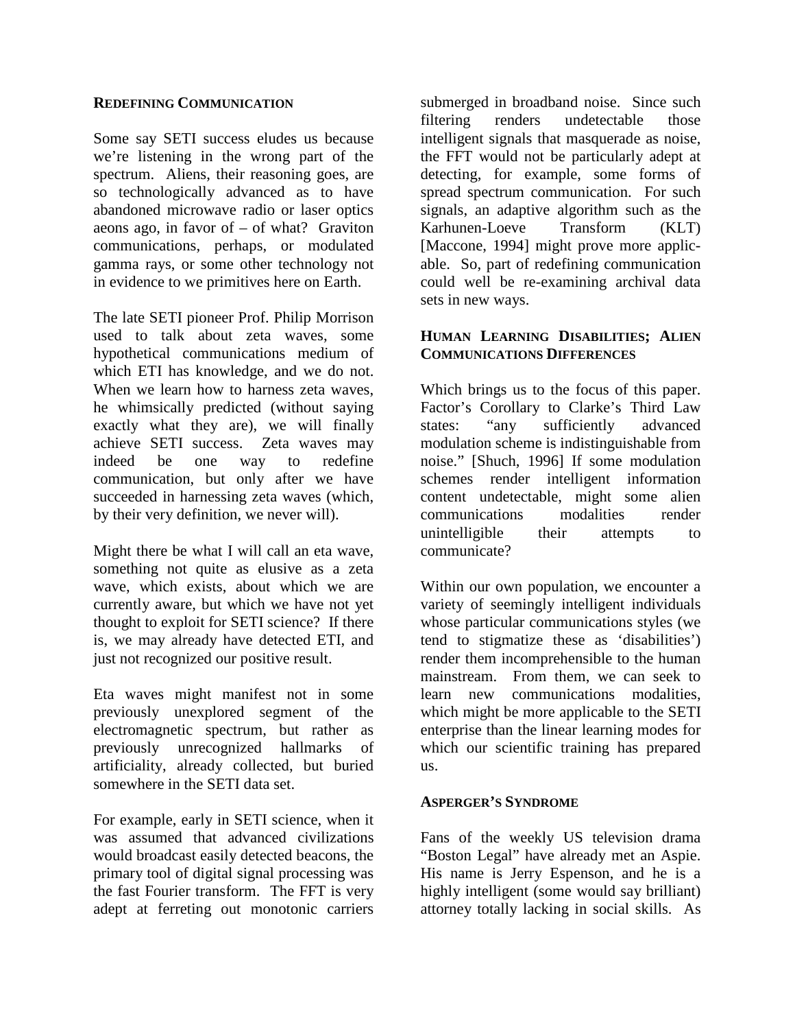## Redefining Communication

Some say SETI success eludes us because we're listening in the wrong part of the spectrum. Aliens, their reasoning goes, are so technologically advanced as to have abandoned microwave radio or laser optics aeons ago, in favor of – of what? Graviton communications, perhaps, or modulated gamma rays, or some other technology not in evidence to we primitives here on Earth.

The late SETI pioneer Prof. Philip Morrison used to talk about zeta waves, some hypothetical communications medium of which ETI has knowledge, and we do not. When we learn how to harness zeta waves, he whimsically predicted (without saying exactly what they are), we will finally achieve SETI success. Zeta waves may indeed be one way to redefine communication, but only after we have succeeded in harnessing zeta waves (which, by their very definition, we never will).

Might there be what I will call an eta wave, something not quite as elusive as a zeta wave, which exists, about which we are currently aware, but which we have not yet thought to exploit for SETI science? If there is, we may already have detected ETI, and just not recognized our positive result.

Eta waves might manifest not in some previously unexplored segment of the electromagnetic spectrum, but rather as previously unrecognized hallmarks of artificiality, already collected, but buried somewhere in the SETI data set.

For example, early in SETI science, when it was assumed that advanced civilizations would broadcast easily detected beacons, the primary tool of digital signal processing was the fast Fourier transform. The FFT is very adept at ferreting out monotonic carriers submerged in broadband noise. Since such filtering renders undetectable those intelligent signals that masquerade as noise, the FFT would not be particularly adept at detecting, for example, some forms of spread spectrum communication. For such signals, an adaptive algorithm such as the Karhunen-Loeve Transform (KLT) [Maccone, 1994] might prove more applicable. So, part of redefining communication could well be re-examining archival data sets in new ways.

## Human Learning Disabilities; Alien Communications Differences

Which brings us to the focus of this paper. Factor's Corollary to Clarke's Third Law states: "any sufficiently advanced modulation scheme is indistinguishable from noise." [Shuch, 1996] If some modulation schemes render intelligent information content undetectable, might some alien communications modalities render unintelligible their attempts to communicate?

Within our own population, we encounter a variety of seemingly intelligent individuals whose particular communications styles (we tend to stigmatize these as 'disabilities') render them incomprehensible to the human mainstream. From them, we can seek to learn new communications modalities, which might be more applicable to the SETI enterprise than the linear learning modes for which our scientific training has prepared us.

## Asperger's Syndrome

Fans of the weekly US television drama "Boston Legal" have already met an Aspie. His name is Jerry Espenson, and he is a highly intelligent (some would say brilliant) attorney totally lacking in social skills. As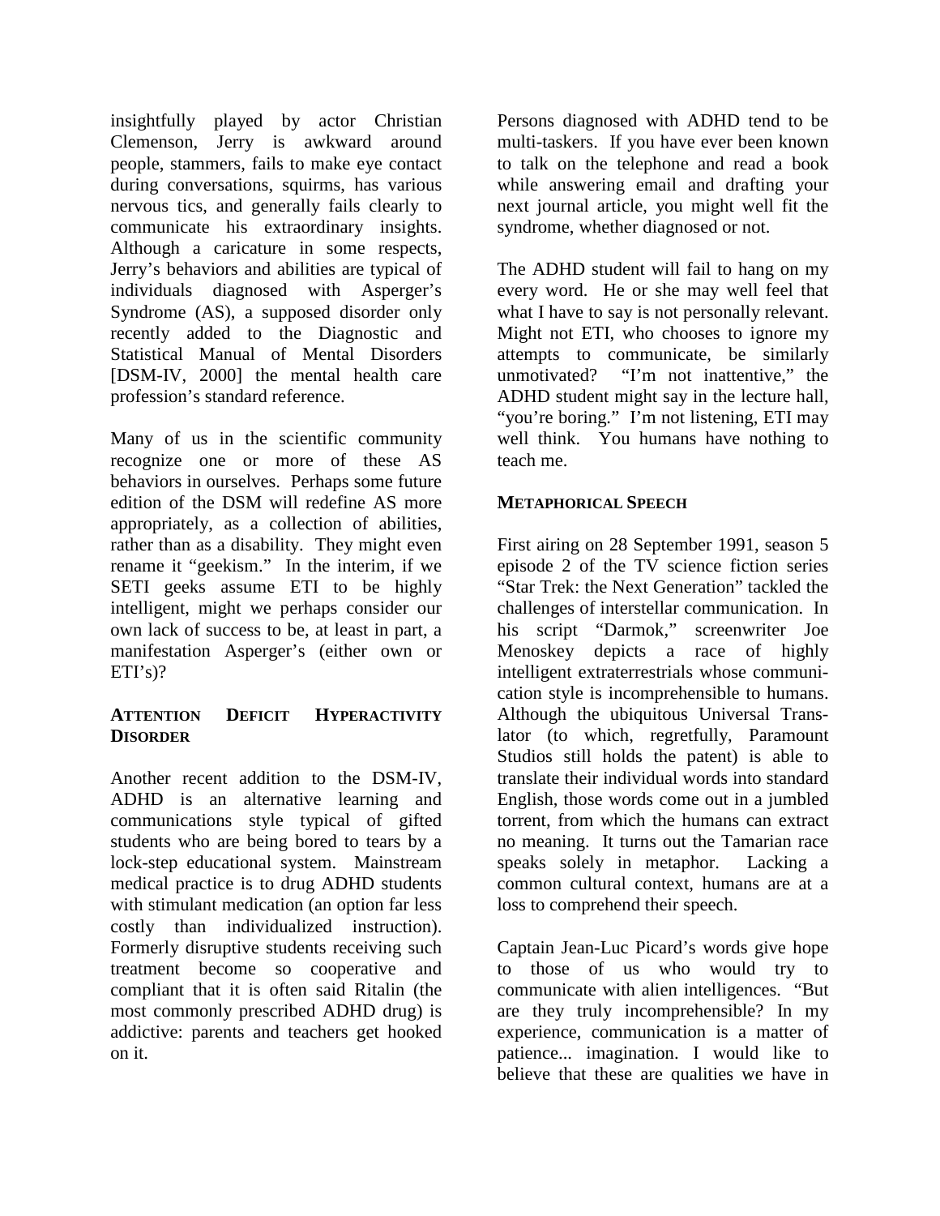insightfully played by actor Christian Clemenson, Jerry is awkward around people, stammers, fails to make eye contact during conversations, squirms, has various nervous tics, and generally fails clearly to communicate his extraordinary insights. Although a caricature in some respects, Jerry's behaviors and abilities are typical of individuals diagnosed with Asperger's Syndrome (AS), a supposed disorder only recently added to the Diagnostic and Statistical Manual of Mental Disorders [DSM-IV, 2000] the mental health care profession's standard reference.

Many of us in the scientific community recognize one or more of these AS behaviors in ourselves. Perhaps some future edition of the DSM will redefine AS more appropriately, as a collection of abilities, rather than as a disability. They might even rename it "geekism." In the interim, if we SETI geeks assume ETI to be highly intelligent, might we perhaps consider our own lack of success to be, at least in part, a manifestation Asperger's (either own or ETI's)?

## Attention Deficit Hyperactivity Disorder

Another recent addition to the DSM-IV, ADHD is an alternative learning and communications style typical of gifted students who are being bored to tears by a lock-step educational system. Mainstream medical practice is to drug ADHD students with stimulant medication (an option far less costly than individualized instruction). Formerly disruptive students receiving such treatment become so cooperative and compliant that it is often said Ritalin (the most commonly prescribed ADHD drug) is addictive: parents and teachers get hooked on it.

Persons diagnosed with ADHD tend to be multi-taskers. If you have ever been known to talk on the telephone and read a book while answering email and drafting your next journal article, you might well fit the syndrome, whether diagnosed or not.

The ADHD student will fail to hang on my every word. He or she may well feel that what I have to say is not personally relevant. Might not ETI, who chooses to ignore my attempts to communicate, be similarly unmotivated? "I'm not inattentive," the ADHD student might say in the lecture hall, "you're boring." I'm not listening, ETI may well think. You humans have nothing to teach me.

## Metaphorical Speech

First airing on 28 September 1991, season 5 episode 2 of the TV science fiction series "Star Trek: the Next Generation" tackled the challenges of interstellar communication. In his script "Darmok," screenwriter Joe Menoskey depicts a race of highly intelligent extraterrestrials whose communication style is incomprehensible to humans. Although the ubiquitous Universal Translator (to which, regretfully, Paramount Studios still holds the patent) is able to translate their individual words into standard English, those words come out in a jumbled torrent, from which the humans can extract no meaning. It turns out the Tamarian race speaks solely in metaphor. Lacking a common cultural context, humans are at a loss to comprehend their speech.

Captain Jean-Luc Picard's words give hope to those of us who would try to communicate with alien intelligences. "But are they truly incomprehensible? In my experience, communication is a matter of patience... imagination. I would like to believe that these are qualities we have in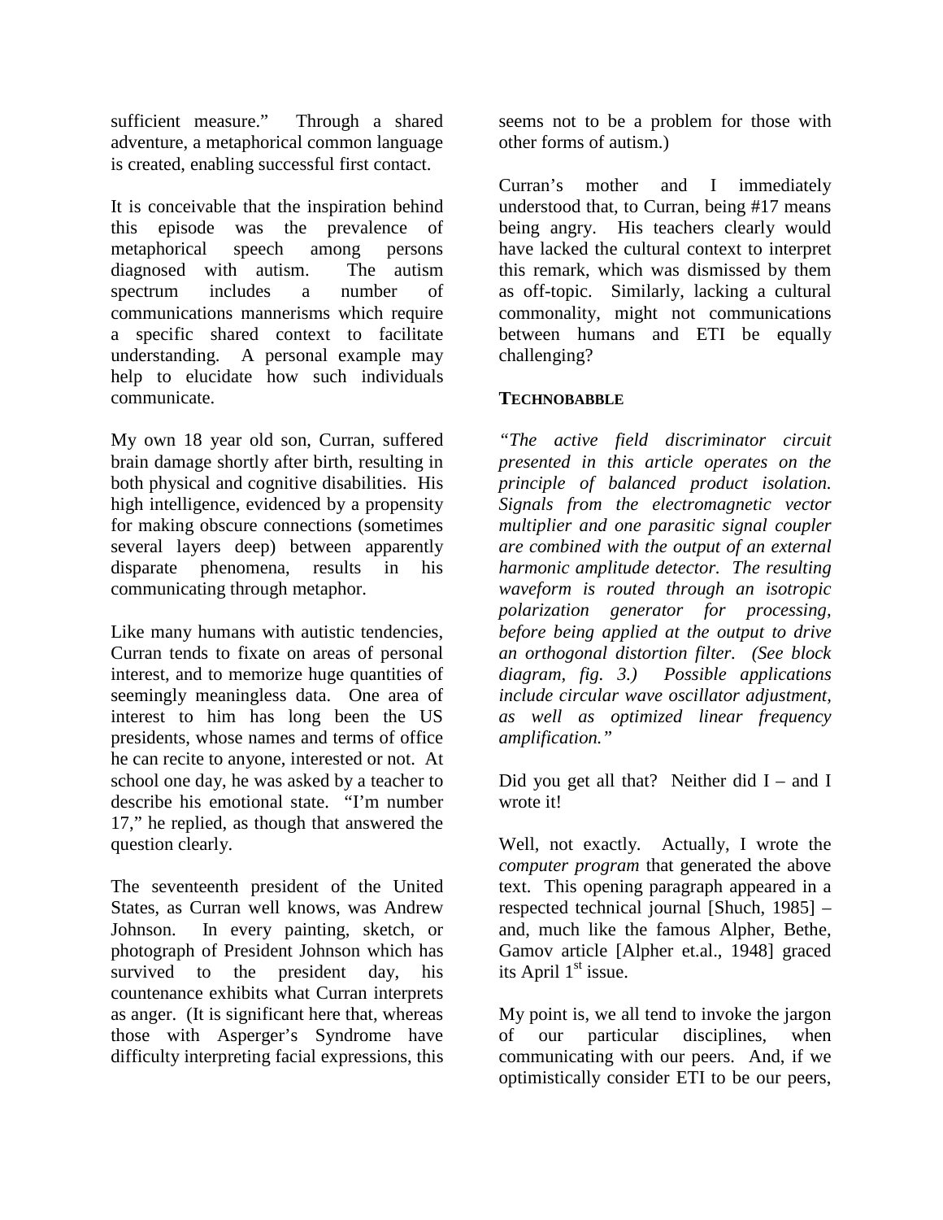sufficient measure." Through a shared adventure, a metaphorical common language is created, enabling successful first contact.

It is conceivable that the inspiration behind this episode was the prevalence of metaphorical speech among persons diagnosed with autism. The autism spectrum includes a number of communications mannerisms which require a specific shared context to facilitate understanding. A personal example may help to elucidate how such individuals communicate.

My own 18 year old son, Curran, suffered brain damage shortly after birth, resulting in both physical and cognitive disabilities. His high intelligence, evidenced by a propensity for making obscure connections (sometimes several layers deep) between apparently disparate phenomena, results in his communicating through metaphor.

Like many humans with autistic tendencies, Curran tends to fixate on areas of personal interest, and to memorize huge quantities of seemingly meaningless data. One area of interest to him has long been the US presidents, whose names and terms of office he can recite to anyone, interested or not. At school one day, he was asked by a teacher to describe his emotional state. "I'm number 17," he replied, as though that answered the question clearly.

The seventeenth president of the United States, as Curran well knows, was Andrew Johnson. In every painting, sketch, or photograph of President Johnson which has survived to the president day, his countenance exhibits what Curran interprets as anger. (It is significant here that, whereas those with Asperger's Syndrome have difficulty interpreting facial expressions, this seems not to be a problem for those with other forms of autism.)

Curran's mother and I immediately understood that, to Curran, being #17 means being angry. His teachers clearly would have lacked the cultural context to interpret this remark, which was dismissed by them as off-topic. Similarly, lacking a cultural commonality, might not communications between humans and ETI be equally challenging?

## TECHNOBABBLE

*"The active field discriminator circuit presented in this article operates on the principle of balanced product isolation. Signals from the electromagnetic vector multiplier and one parasitic signal coupler are combined with the output of an external harmonic amplitude detector. The resulting waveform is routed through an isotropic polarization generator for processing, before being applied at the output to drive an orthogonal distortion filter. (See block diagram, fig. 3.) Possible applications include circular wave oscillator adjustment, as well as optimized linear frequency amplification."*

Did you get all that? Neither did I – and I wrote it!

Well, not exactly. Actually, I wrote the *computer program* that generated the above text. This opening paragraph appeared in a respected technical journal [Shuch, 1985] – and, much like the famous Alpher, Bethe, Gamov article [Alpher et.al., 1948] graced its April 1st issue.

My point is, we all tend to invoke the jargon of our particular disciplines, when communicating with our peers. And, if we optimistically consider ETI to be our peers,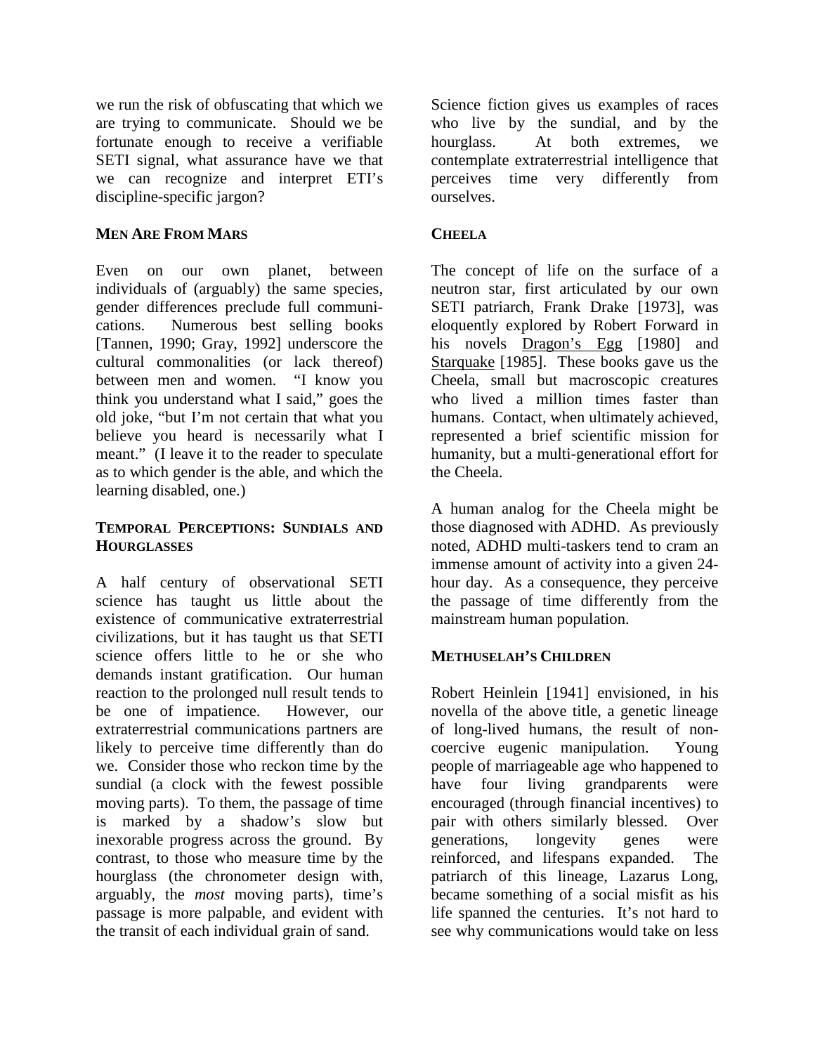we run the risk of obfuscating that which we are trying to communicate. Should we be fortunate enough to receive a verifiable SETI signal, what assurance have we that we can recognize and interpret ETI's discipline-specific jargon?

## **MEN ARE FROM MARS**

Even on our own planet, between individuals of (arguably) the same species, gender differences preclude full communications. Numerous best selling books [Tannen, 1990; Gray, 1992] underscore the cultural commonalities (or lack thereof) between men and women. "I know you think you understand what I said," goes the old joke, "but I'm not certain that what you believe you heard is necessarily what I meant." (I leave it to the reader to speculate as to which gender is the able, and which the learning disabled, one.)

## **TEMPORAL PERCEPTIONS: SUNDIALS AND HOURGLASSES**

A half century of observational SETI science has taught us little about the existence of communicative extraterrestrial civilizations, but it has taught us that SETI science offers little to he or she who demands instant gratification. Our human reaction to the prolonged null result tends to be one of impatience. However, our extraterrestrial communications partners are likely to perceive time differently than do we. Consider those who reckon time by the sundial (a clock with the fewest possible moving parts). To them, the passage of time is marked by a shadow's slow but inexorable progress across the ground. By contrast, to those who measure time by the hourglass (the chronometer design with, arguably, the *most* moving parts), time's passage is more palpable, and evident with the transit of each individual grain of sand.

Science fiction gives us examples of races who live by the sundial, and by the hourglass. At both extremes, we contemplate extraterrestrial intelligence that perceives time very differently from ourselves.

## **CHEELA**

The concept of life on the surface of a neutron star, first articulated by our own SETI patriarch, Frank Drake [1973], was eloquently explored by Robert Forward in his novels <u>Dragon's Egg</u> [1980] and <u>Starquake</u> [1985]. These books gave us the Cheela, small but macroscopic creatures who lived a million times faster than humans. Contact, when ultimately achieved, represented a brief scientific mission for humanity, but a multi-generational effort for the Cheela.

A human analog for the Cheela might be those diagnosed with ADHD. As previously noted, ADHD multi-taskers tend to cram an immense amount of activity into a given 24-hour day. As a consequence, they perceive the passage of time differently from the mainstream human population.

## **METHUSELAH'S CHILDREN**

Robert Heinlein [1941] envisioned, in his novella of the above title, a genetic lineage of long-lived humans, the result of non-coercive eugenic manipulation. Young people of marriageable age who happened to have four living grandparents were encouraged (through financial incentives) to pair with others similarly blessed. Over generations, longevity genes were reinforced, and lifespans expanded. The patriarch of this lineage, Lazarus Long, became something of a social misfit as his life spanned the centuries. It's not hard to see why communications would take on less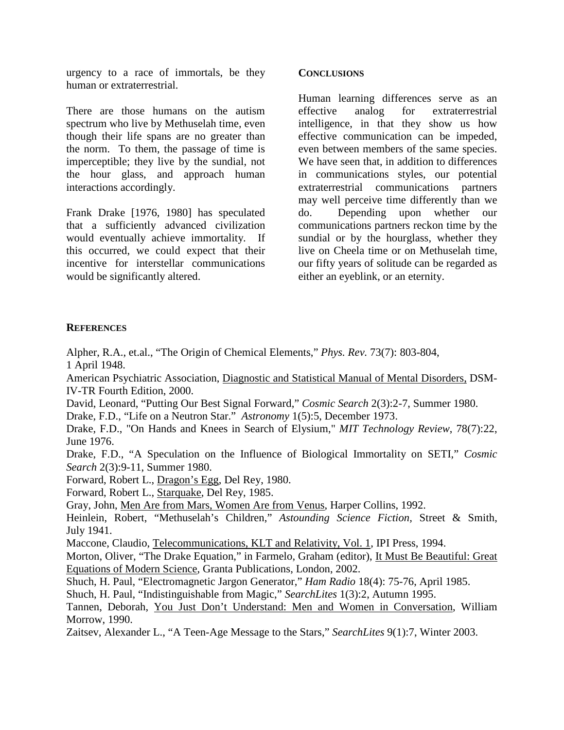urgency to a race of immortals, be they human or extraterrestrial.

There are those humans on the autism spectrum who live by Methuselah time, even though their life spans are no greater than the norm. To them, the passage of time is imperceptible; they live by the sundial, not the hour glass, and approach human interactions accordingly.

Frank Drake [1976, 1980] has speculated that a sufficiently advanced civilization would eventually achieve immortality. If this occurred, we could expect that their incentive for interstellar communications would be significantly altered.

## CONCLUSIONS

Human learning differences serve as an effective analog for extraterrestrial intelligence, in that they show us how effective communication can be impeded, even between members of the same species. We have seen that, in addition to differences in communications styles, our potential extraterrestrial communications partners may well perceive time differently than we do. Depending upon whether our communications partners reckon time by the sundial or by the hourglass, whether they live on Cheela time or on Methuselah time, our fifty years of solitude can be regarded as either an eyeblink, or an eternity.

## REFERENCES

Alpher, R.A., et.al., "The Origin of Chemical Elements," *Phys. Rev.* 73(7): 803-804, 1 April 1948.

American Psychiatric Association, Diagnostic and Statistical Manual of Mental Disorders, DSM-IV-TR Fourth Edition, 2000.

David, Leonard, "Putting Our Best Signal Forward," *Cosmic Search* 2(3):2-7, Summer 1980.

Drake, F.D., "Life on a Neutron Star." *Astronomy* 1(5):5, December 1973.

Drake, F.D., "On Hands and Knees in Search of Elysium," *MIT Technology Review*, 78(7):22, June 1976.

Drake, F.D., "A Speculation on the Influence of Biological Immortality on SETI," *Cosmic Search* 2(3):9-11, Summer 1980.

Forward, Robert L., Dragon's Egg, Del Rey, 1980.

Forward, Robert L., Starquake, Del Rey, 1985.

Gray, John, Men Are from Mars, Women Are from Venus, Harper Collins, 1992.

Heinlein, Robert, "Methuselah's Children," *Astounding Science Fiction*, Street & Smith, July 1941.

Maccone, Claudio, Telecommunications, KLT and Relativity, Vol. 1, IPI Press, 1994.

Morton, Oliver, "The Drake Equation," in Farmelo, Graham (editor), It Must Be Beautiful: Great Equations of Modern Science, Granta Publications, London, 2002.

Shuch, H. Paul, "Electromagnetic Jargon Generator," *Ham Radio* 18(4): 75-76, April 1985.

Shuch, H. Paul, "Indistinguishable from Magic," *SearchLites* 1(3):2, Autumn 1995.

Tannen, Deborah, You Just Don't Understand: Men and Women in Conversation, William Morrow, 1990.

Zaitsev, Alexander L., "A Teen-Age Message to the Stars," *SearchLites* 9(1):7, Winter 2003.